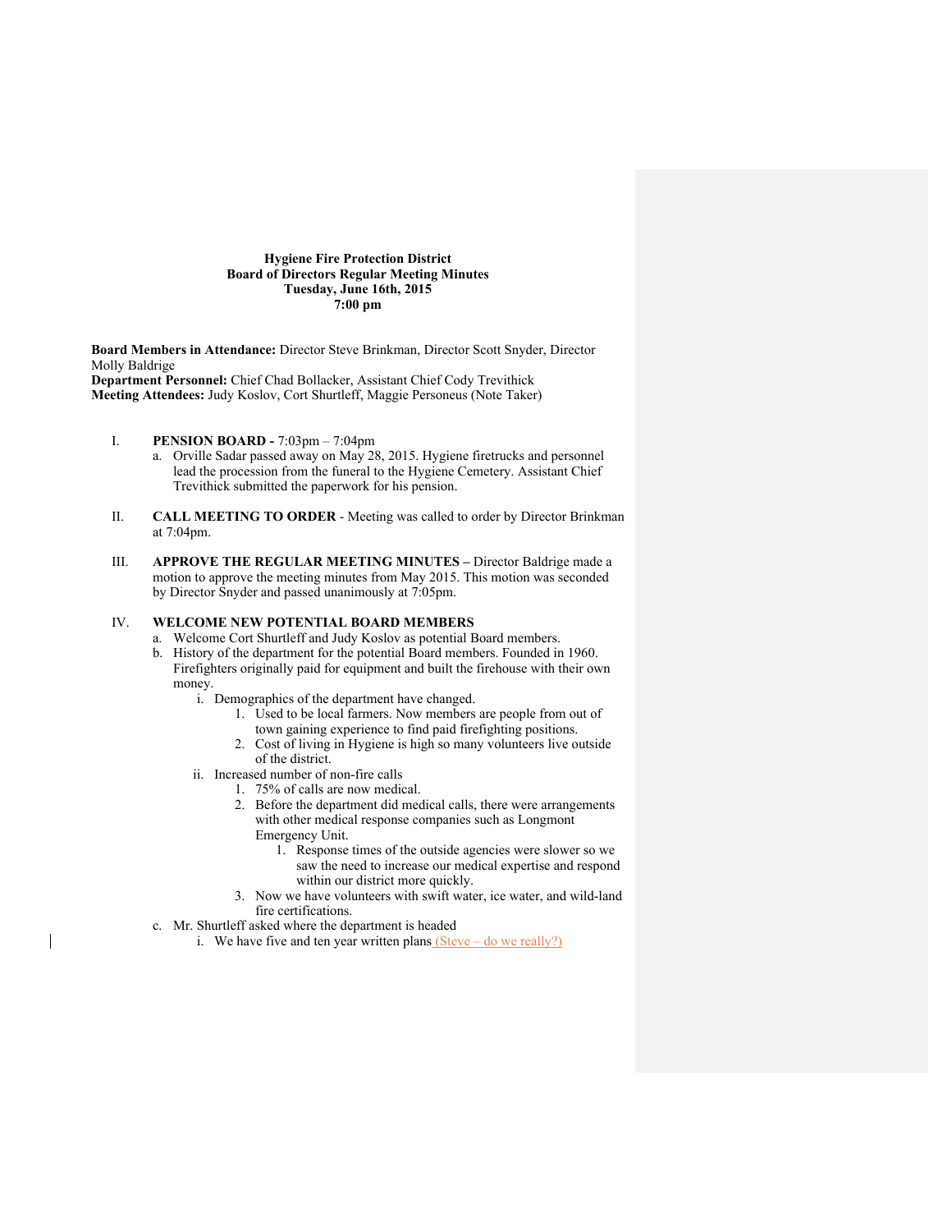**Hygiene Fire Protection District**
**Board of Directors Regular Meeting Minutes**
**Tuesday, June 16th, 2015**
**7:00 pm**

**Board Members in Attendance:** Director Steve Brinkman, Director Scott Snyder, Director Molly Baldrige
**Department Personnel:** Chief Chad Bollacker, Assistant Chief Cody Trevithick
**Meeting Attendees:** Judy Koslov, Cort Shurtleff, Maggie Personeus (Note Taker)

I. **PENSION BOARD -** 7:03pm – 7:04pm
   a. Orville Sadar passed away on May 28, 2015. Hygiene firetrucks and personnel lead the procession from the funeral to the Hygiene Cemetery. Assistant Chief Trevithick submitted the paperwork for his pension.

II. **CALL MEETING TO ORDER** - Meeting was called to order by Director Brinkman at 7:04pm.

III. **APPROVE THE REGULAR MEETING MINUTES –** Director Baldrige made a motion to approve the meeting minutes from May 2015. This motion was seconded by Director Snyder and passed unanimously at 7:05pm.

IV. **WELCOME NEW POTENTIAL BOARD MEMBERS**
   a. Welcome Cort Shurtleff and Judy Koslov as potential Board members.
   b. History of the department for the potential Board members. Founded in 1960. Firefighters originally paid for equipment and built the firehouse with their own money.
      i. Demographics of the department have changed.
         1. Used to be local farmers. Now members are people from out of town gaining experience to find paid firefighting positions.
         2. Cost of living in Hygiene is high so many volunteers live outside of the district.
      ii. Increased number of non-fire calls
         1. 75% of calls are now medical.
         2. Before the department did medical calls, there were arrangements with other medical response companies such as Longmont Emergency Unit.
            1. Response times of the outside agencies were slower so we saw the need to increase our medical expertise and respond within our district more quickly.
         3. Now we have volunteers with swift water, ice water, and wild-land fire certifications.
   c. Mr. Shurtleff asked where the department is headed
      i. We have five and ten year written plans (Steve – do we really?)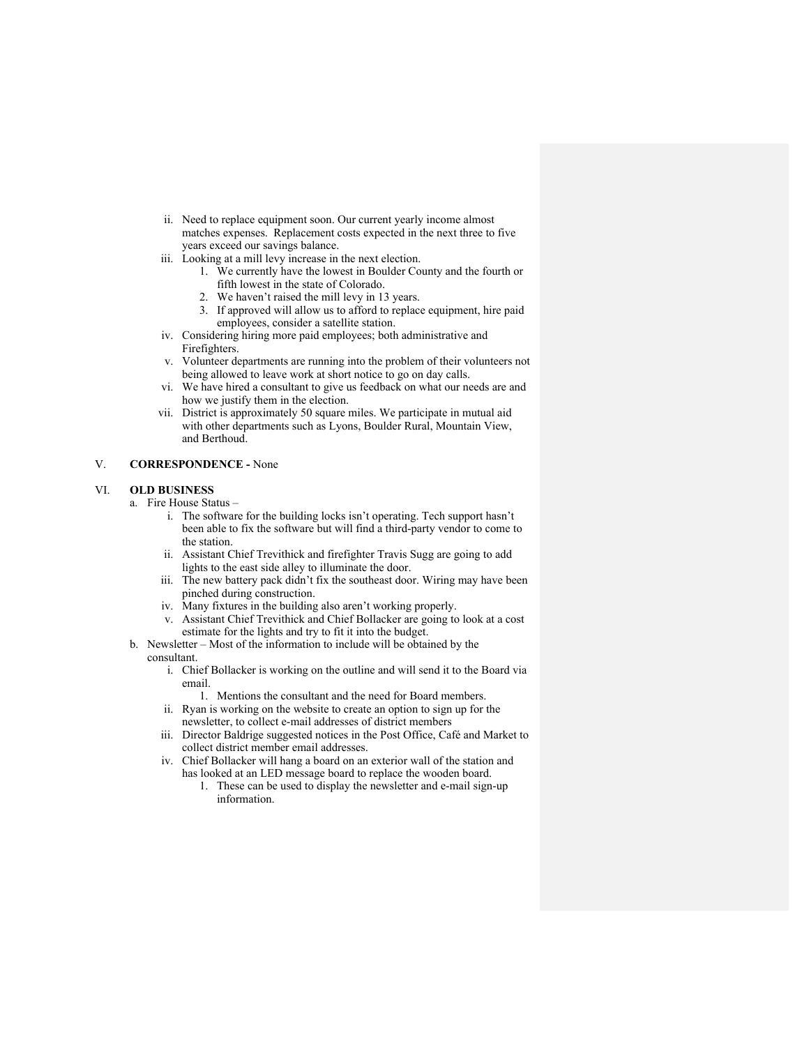ii. Need to replace equipment soon. Our current yearly income almost matches expenses. Replacement costs expected in the next three to five years exceed our savings balance.

iii. Looking at a mill levy increase in the next election.

1. We currently have the lowest in Boulder County and the fourth or fifth lowest in the state of Colorado.
2. We haven't raised the mill levy in 13 years.
3. If approved will allow us to afford to replace equipment, hire paid employees, consider a satellite station.

iv. Considering hiring more paid employees; both administrative and Firefighters.

v. Volunteer departments are running into the problem of their volunteers not being allowed to leave work at short notice to go on day calls.

vi. We have hired a consultant to give us feedback on what our needs are and how we justify them in the election.

vii. District is approximately 50 square miles. We participate in mutual aid with other departments such as Lyons, Boulder Rural, Mountain View, and Berthoud.

V. **CORRESPONDENCE -** None

VI. **OLD BUSINESS**

a. Fire House Status –

i. The software for the building locks isn't operating. Tech support hasn't been able to fix the software but will find a third-party vendor to come to the station.

ii. Assistant Chief Trevithick and firefighter Travis Sugg are going to add lights to the east side alley to illuminate the door.

iii. The new battery pack didn't fix the southeast door. Wiring may have been pinched during construction.

iv. Many fixtures in the building also aren't working properly.

v. Assistant Chief Trevithick and Chief Bollacker are going to look at a cost estimate for the lights and try to fit it into the budget.

b. Newsletter – Most of the information to include will be obtained by the consultant.

i. Chief Bollacker is working on the outline and will send it to the Board via email.

1. Mentions the consultant and the need for Board members.

ii. Ryan is working on the website to create an option to sign up for the newsletter, to collect e-mail addresses of district members

iii. Director Baldrige suggested notices in the Post Office, Café and Market to collect district member email addresses.

iv. Chief Bollacker will hang a board on an exterior wall of the station and has looked at an LED message board to replace the wooden board.

1. These can be used to display the newsletter and e-mail sign-up information.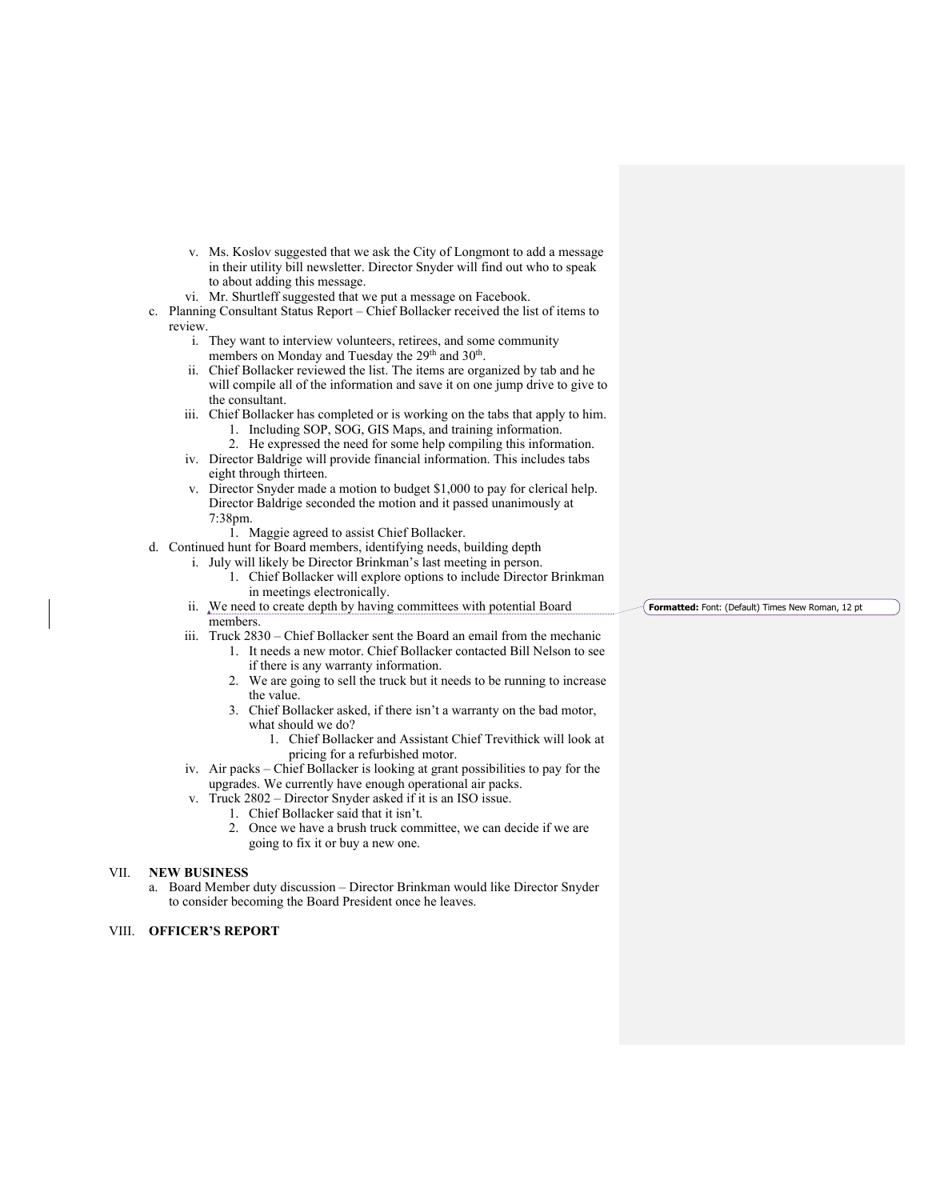v. Ms. Koslov suggested that we ask the City of Longmont to add a message in their utility bill newsletter. Director Snyder will find out who to speak to about adding this message.
   vi. Mr. Shurtleff suggested that we put a message on Facebook.

c. Planning Consultant Status Report – Chief Bollacker received the list of items to review.
   i. They want to interview volunteers, retirees, and some community members on Monday and Tuesday the 29th and 30th.
   ii. Chief Bollacker reviewed the list. The items are organized by tab and he will compile all of the information and save it on one jump drive to give to the consultant.
   iii. Chief Bollacker has completed or is working on the tabs that apply to him.
      1. Including SOP, SOG, GIS Maps, and training information.
      2. He expressed the need for some help compiling this information.
   iv. Director Baldrige will provide financial information. This includes tabs eight through thirteen.
   v. Director Snyder made a motion to budget $1,000 to pay for clerical help. Director Baldrige seconded the motion and it passed unanimously at 7:38pm.
      1. Maggie agreed to assist Chief Bollacker.

d. Continued hunt for Board members, identifying needs, building depth
   i. July will likely be Director Brinkman's last meeting in person.
      1. Chief Bollacker will explore options to include Director Brinkman in meetings electronically.
   ii. We need to create depth by having committees with potential Board members.
   iii. Truck 2830 – Chief Bollacker sent the Board an email from the mechanic
      1. It needs a new motor. Chief Bollacker contacted Bill Nelson to see if there is any warranty information.
      2. We are going to sell the truck but it needs to be running to increase the value.
      3. Chief Bollacker asked, if there isn't a warranty on the bad motor, what should we do?
         1. Chief Bollacker and Assistant Chief Trevithick will look at pricing for a refurbished motor.
   iv. Air packs – Chief Bollacker is looking at grant possibilities to pay for the upgrades. We currently have enough operational air packs.
   v. Truck 2802 – Director Snyder asked if it is an ISO issue.
      1. Chief Bollacker said that it isn't.
      2. Once we have a brush truck committee, we can decide if we are going to fix it or buy a new one.

## VII. NEW BUSINESS

a. Board Member duty discussion – Director Brinkman would like Director Snyder to consider becoming the Board President once he leaves.

## VIII. OFFICER'S REPORT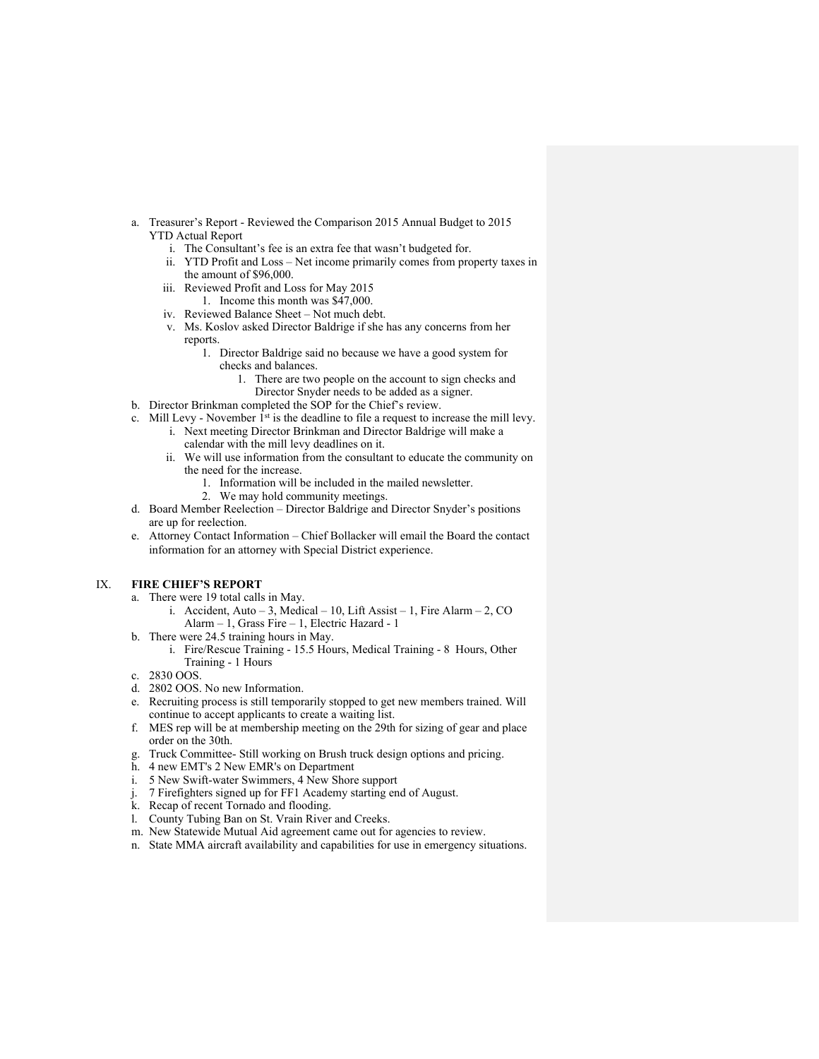a. Treasurer's Report - Reviewed the Comparison 2015 Annual Budget to 2015 YTD Actual Report
    i. The Consultant's fee is an extra fee that wasn't budgeted for.
    ii. YTD Profit and Loss – Net income primarily comes from property taxes in the amount of $96,000.
    iii. Reviewed Profit and Loss for May 2015
        1. Income this month was $47,000.
    iv. Reviewed Balance Sheet – Not much debt.
    v. Ms. Koslov asked Director Baldrige if she has any concerns from her reports.
        1. Director Baldrige said no because we have a good system for checks and balances.
            1. There are two people on the account to sign checks and Director Snyder needs to be added as a signer.

b. Director Brinkman completed the SOP for the Chief's review.

c. Mill Levy - November 1st is the deadline to file a request to increase the mill levy.
    i. Next meeting Director Brinkman and Director Baldrige will make a calendar with the mill levy deadlines on it.
    ii. We will use information from the consultant to educate the community on the need for the increase.
        1. Information will be included in the mailed newsletter.
        2. We may hold community meetings.

d. Board Member Reelection – Director Baldrige and Director Snyder's positions are up for reelection.

e. Attorney Contact Information – Chief Bollacker will email the Board the contact information for an attorney with Special District experience.

## IX. FIRE CHIEF'S REPORT

a. There were 19 total calls in May.
    i. Accident, Auto – 3, Medical – 10, Lift Assist – 1, Fire Alarm – 2, CO Alarm – 1, Grass Fire – 1, Electric Hazard - 1

b. There were 24.5 training hours in May.
    i. Fire/Rescue Training - 15.5 Hours, Medical Training - 8 Hours, Other Training - 1 Hours

c. 2830 OOS.

d. 2802 OOS. No new Information.

e. Recruiting process is still temporarily stopped to get new members trained. Will continue to accept applicants to create a waiting list.

f. MES rep will be at membership meeting on the 29th for sizing of gear and place order on the 30th.

g. Truck Committee- Still working on Brush truck design options and pricing.

h. 4 new EMT's 2 New EMR's on Department

i. 5 New Swift-water Swimmers, 4 New Shore support

j. 7 Firefighters signed up for FF1 Academy starting end of August.

k. Recap of recent Tornado and flooding.

l. County Tubing Ban on St. Vrain River and Creeks.

m. New Statewide Mutual Aid agreement came out for agencies to review.

n. State MMA aircraft availability and capabilities for use in emergency situations.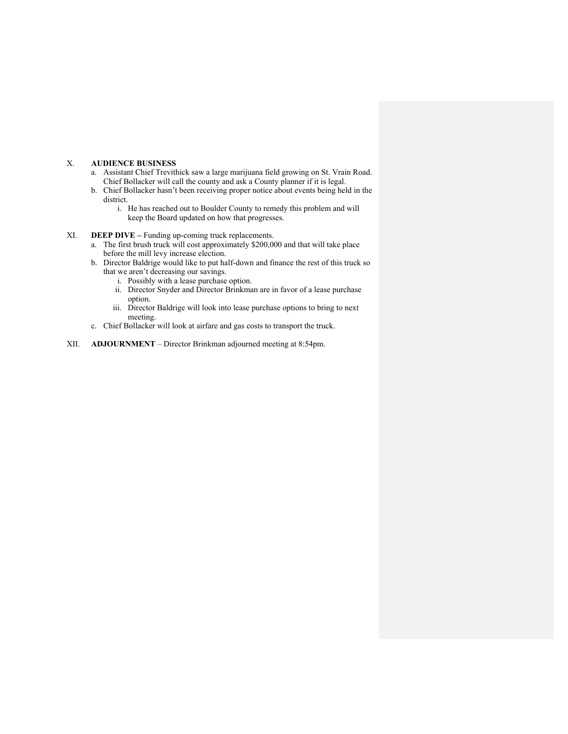X. **AUDIENCE BUSINESS**

a. Assistant Chief Trevithick saw a large marijuana field growing on St. Vrain Road. Chief Bollacker will call the county and ask a County planner if it is legal.

b. Chief Bollacker hasn't been receiving proper notice about events being held in the district.

   i. He has reached out to Boulder County to remedy this problem and will keep the Board updated on how that progresses.

XI. **DEEP DIVE –** Funding up-coming truck replacements.

a. The first brush truck will cost approximately $200,000 and that will take place before the mill levy increase election.

b. Director Baldrige would like to put half-down and finance the rest of this truck so that we aren't decreasing our savings.

   i. Possibly with a lease purchase option.

   ii. Director Snyder and Director Brinkman are in favor of a lease purchase option.

   iii. Director Baldrige will look into lease purchase options to bring to next meeting.

c. Chief Bollacker will look at airfare and gas costs to transport the truck.

XII. **ADJOURNMENT** – Director Brinkman adjourned meeting at 8:54pm.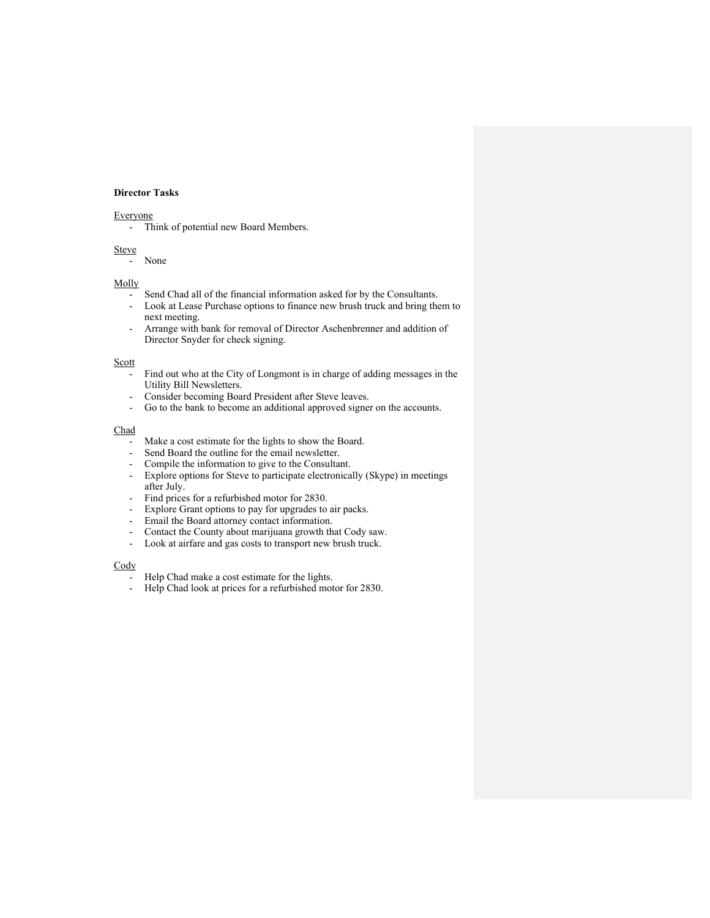**Director Tasks**

Everyone

- Think of potential new Board Members.

Steve

- None

Molly

- Send Chad all of the financial information asked for by the Consultants.
- Look at Lease Purchase options to finance new brush truck and bring them to next meeting.
- Arrange with bank for removal of Director Aschenbrenner and addition of Director Snyder for check signing.

Scott

- Find out who at the City of Longmont is in charge of adding messages in the Utility Bill Newsletters.
- Consider becoming Board President after Steve leaves.
- Go to the bank to become an additional approved signer on the accounts.

Chad

- Make a cost estimate for the lights to show the Board.
- Send Board the outline for the email newsletter.
- Compile the information to give to the Consultant.
- Explore options for Steve to participate electronically (Skype) in meetings after July.
- Find prices for a refurbished motor for 2830.
- Explore Grant options to pay for upgrades to air packs.
- Email the Board attorney contact information.
- Contact the County about marijuana growth that Cody saw.
- Look at airfare and gas costs to transport new brush truck.

Cody

- Help Chad make a cost estimate for the lights.
- Help Chad look at prices for a refurbished motor for 2830.